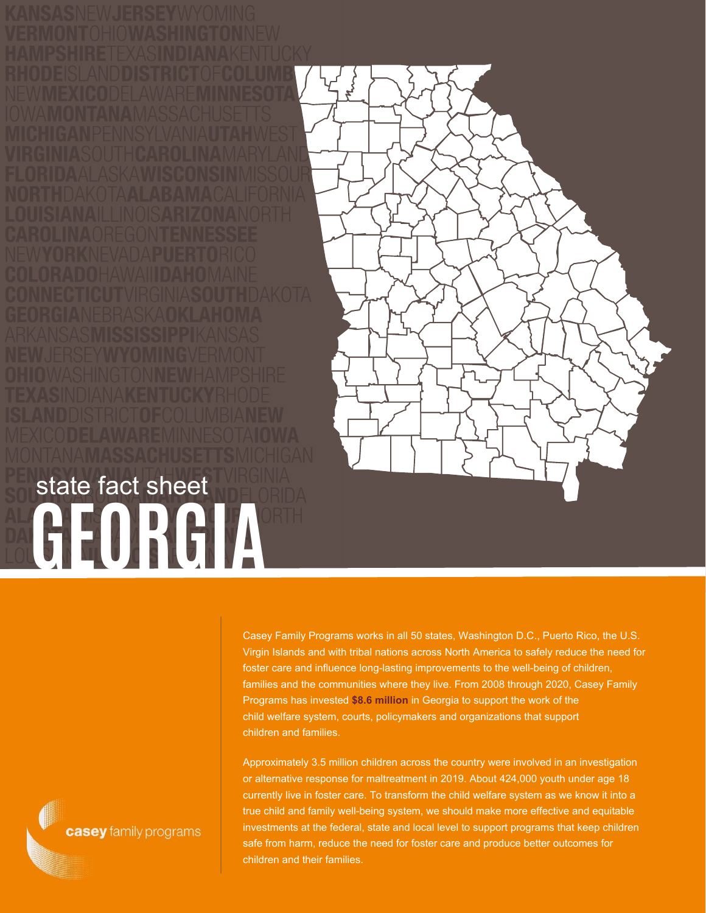state fact sheet

# GEORGIA

casey family programs

Casey Family Programs works in all 50 states, Washington D.C., Puerto Rico, the U.S. Virgin Islands and with tribal nations across North America to safely reduce the need for foster care and influence long-lasting improvements to the well-being of children, families and the communities where they live. From 2008 through 2020, Casey Family Programs has invested **$8.6 million** in Georgia to support the work of the child welfare system, courts, policymakers and organizations that support children and families.

Approximately 3.5 million children across the country were involved in an investigation or alternative response for maltreatment in 2019. About 424,000 youth under age 18 currently live in foster care. To transform the child welfare system as we know it into a true child and family well-being system, we should make more effective and equitable investments at the federal, state and local level to support programs that keep children safe from harm, reduce the need for foster care and produce better outcomes for children and their families.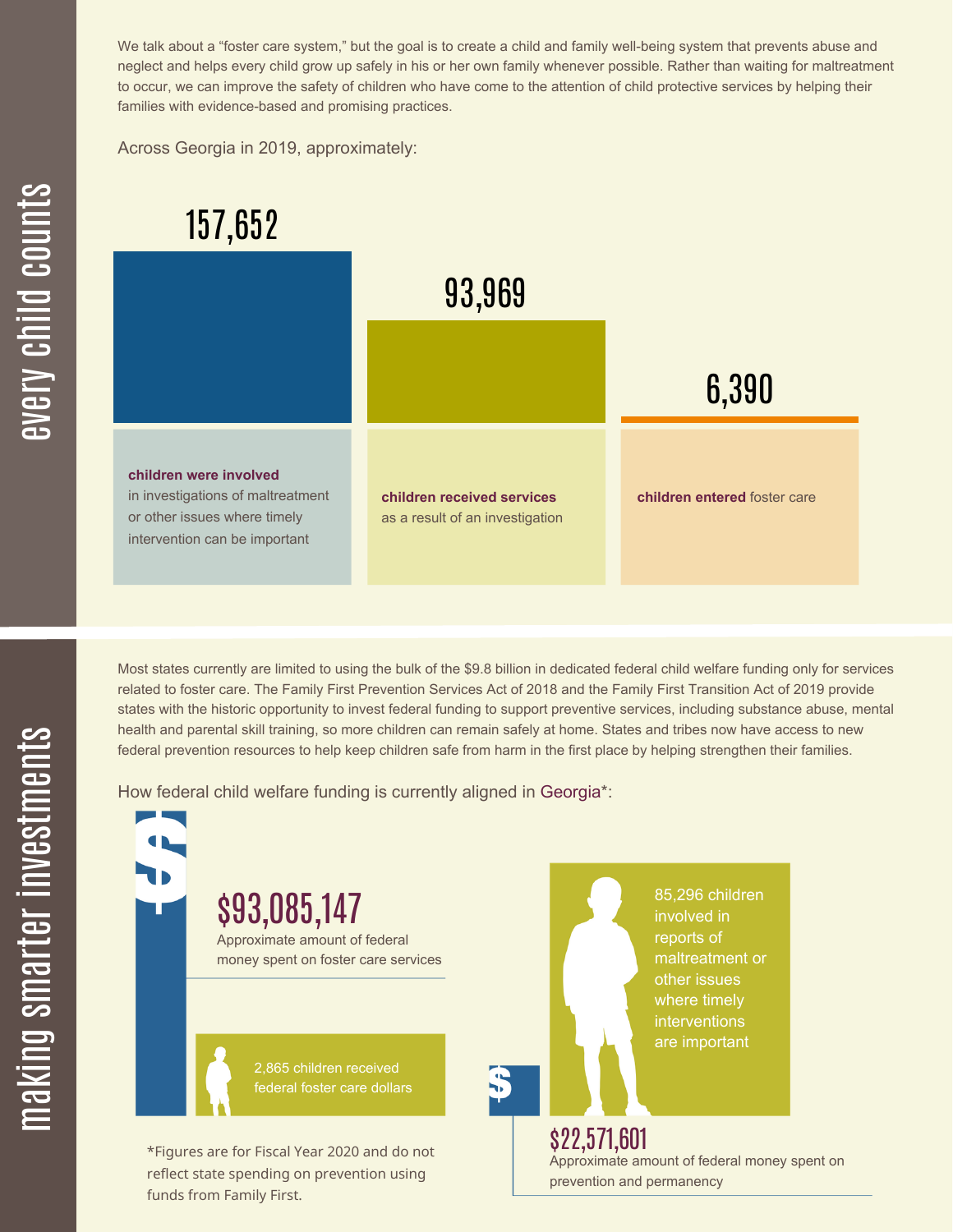## every child counts

We talk about a "foster care system," but the goal is to create a child and family well-being system that prevents abuse and neglect and helps every child grow up safely in his or her own family whenever possible. Rather than waiting for maltreatment to occur, we can improve the safety of children who have come to the attention of child protective services by helping their families with evidence-based and promising practices.

Across Georgia in 2019, approximately:

**157,652**

**children were involved** in investigations of maltreatment or other issues where timely intervention can be important

**93,969**

**children received services** as a result of an investigation

**6,390**

**children entered** foster care

## making smarter investments

Most states currently are limited to using the bulk of the $9.8 billion in dedicated federal child welfare funding only for services related to foster care. The Family First Prevention Services Act of 2018 and the Family First Transition Act of 2019 provide states with the historic opportunity to invest federal funding to support preventive services, including substance abuse, mental health and parental skill training, so more children can remain safely at home. States and tribes now have access to new federal prevention resources to help keep children safe from harm in the first place by helping strengthen their families.

How federal child welfare funding is currently aligned in Georgia*:

**$93,085,147**

Approximate amount of federal money spent on foster care services

2,865 children received federal foster care dollars

85,296 children involved in reports of maltreatment or other issues where timely interventions are important

**$22,571,601**

Approximate amount of federal money spent on prevention and permanency

*Figures are for Fiscal Year 2020 and do not reflect state spending on prevention using funds from Family First.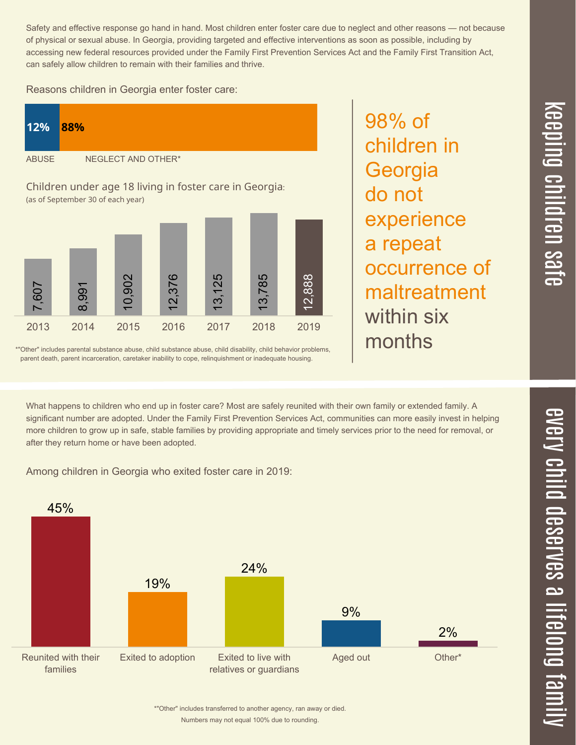## keeping children safe

Safety and effective response go hand in hand. Most children enter foster care due to neglect and other reasons — not because of physical or sexual abuse. In Georgia, providing targeted and effective interventions as soon as possible, including by accessing new federal resources provided under the Family First Prevention Services Act and the Family First Transition Act, can safely allow children to remain with their families and thrive.

Reasons children in Georgia enter foster care:

| ABUSE | NEGLECT AND OTHER* |
| --- | --- |
| 12% | 88% |

Children under age 18 living in foster care in Georgia:
(as of September 30 of each year)

| 2013 | 2014 | 2015 | 2016 | 2017 | 2018 | 2019 |
| --- | --- | --- | --- | --- | --- | --- |
| 7,607 | 8,991 | 10,902 | 12,376 | 13,125 | 13,785 | 12,888 |

*"Other" includes parental substance abuse, child substance abuse, child disability, child behavior problems, parent death, parent incarceration, caretaker inability to cope, relinquishment or inadequate housing.

98% of children in Georgia do not experience a repeat occurrence of maltreatment within six months

## every child deserves a lifelong family

What happens to children who end up in foster care? Most are safely reunited with their own family or extended family. A significant number are adopted. Under the Family First Prevention Services Act, communities can more easily invest in helping more children to grow up in safe, stable families by providing appropriate and timely services prior to the need for removal, or after they return home or have been adopted.

Among children in Georgia who exited foster care in 2019:

| Reunited with their families | Exited to adoption | Exited to live with relatives or guardians | Aged out | Other* |
| --- | --- | --- | --- | --- |
| 45% | 19% | 24% | 9% | 2% |

*"Other" includes transferred to another agency, ran away or died.
Numbers may not equal 100% due to rounding.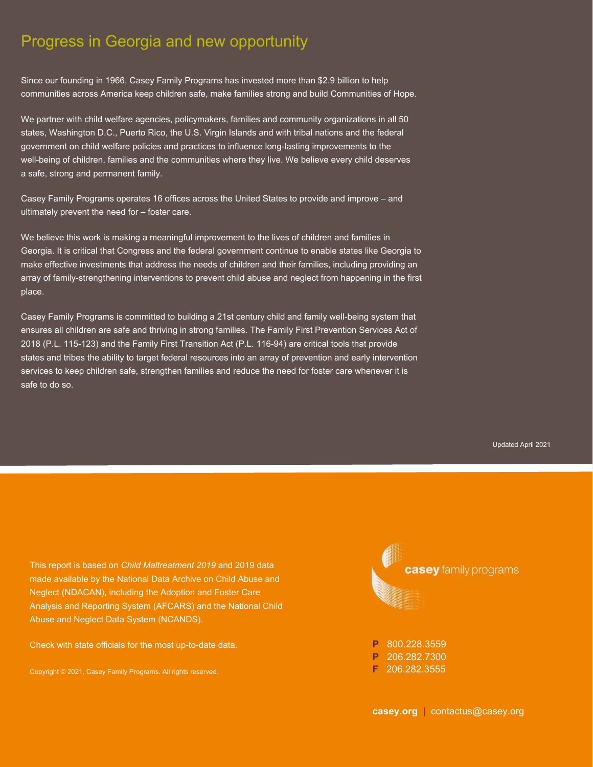## Progress in Georgia and new opportunity

Since our founding in 1966, Casey Family Programs has invested more than $2.9 billion to help communities across America keep children safe, make families strong and build Communities of Hope.

We partner with child welfare agencies, policymakers, families and community organizations in all 50 states, Washington D.C., Puerto Rico, the U.S. Virgin Islands and with tribal nations and the federal government on child welfare policies and practices to influence long-lasting improvements to the well-being of children, families and the communities where they live. We believe every child deserves a safe, strong and permanent family.

Casey Family Programs operates 16 offices across the United States to provide and improve – and ultimately prevent the need for – foster care.

We believe this work is making a meaningful improvement to the lives of children and families in Georgia. It is critical that Congress and the federal government continue to enable states like Georgia to make effective investments that address the needs of children and their families, including providing an array of family-strengthening interventions to prevent child abuse and neglect from happening in the first place.

Casey Family Programs is committed to building a 21st century child and family well-being system that ensures all children are safe and thriving in strong families. The Family First Prevention Services Act of 2018 (P.L. 115-123) and the Family First Transition Act (P.L. 116-94) are critical tools that provide states and tribes the ability to target federal resources into an array of prevention and early intervention services to keep children safe, strengthen families and reduce the need for foster care whenever it is safe to do so.

Updated April 2021

This report is based on *Child Maltreatment 2019* and 2019 data made available by the National Data Archive on Child Abuse and Neglect (NDACAN), including the Adoption and Foster Care Analysis and Reporting System (AFCARS) and the National Child Abuse and Neglect Data System (NCANDS).

Check with state officials for the most up-to-date data.

Copyright © 2021, Casey Family Programs. All rights reserved.

**casey** family programs

**P** 800.228.3559
**P** 206.282.7300
**F** 206.282.3555

**casey.org** | contactus@casey.org